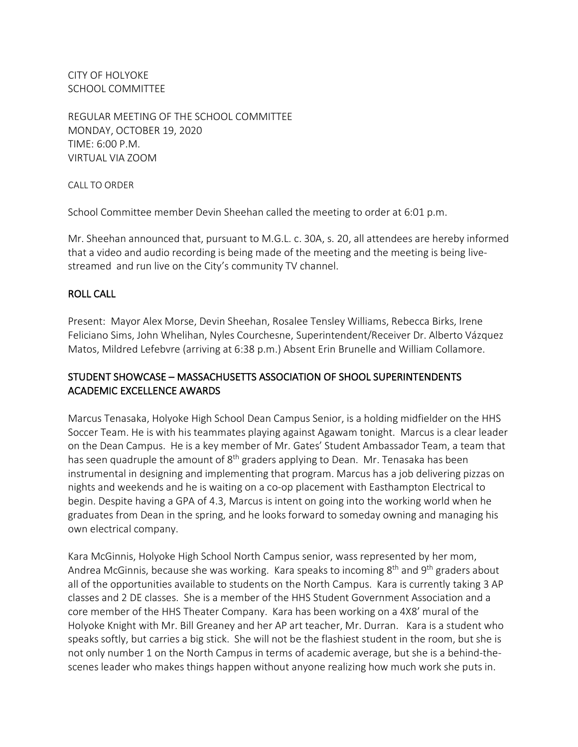CITY OF HOLYOKE
SCHOOL COMMITTEE

REGULAR MEETING OF THE SCHOOL COMMITTEE
MONDAY, OCTOBER 19, 2020
TIME: 6:00 P.M.
VIRTUAL VIA ZOOM

CALL TO ORDER

School Committee member Devin Sheehan called the meeting to order at 6:01 p.m.

Mr. Sheehan announced that, pursuant to M.G.L. c. 30A, s. 20, all attendees are hereby informed that a video and audio recording is being made of the meeting and the meeting is being live-streamed and run live on the City's community TV channel.

## ROLL CALL

Present: Mayor Alex Morse, Devin Sheehan, Rosalee Tensley Williams, Rebecca Birks, Irene Feliciano Sims, John Whelihan, Nyles Courchesne, Superintendent/Receiver Dr. Alberto Vázquez Matos, Mildred Lefebvre (arriving at 6:38 p.m.) Absent Erin Brunelle and William Collamore.

## STUDENT SHOWCASE – MASSACHUSETTS ASSOCIATION OF SHOOL SUPERINTENDENTS ACADEMIC EXCELLENCE AWARDS

Marcus Tenasaka, Holyoke High School Dean Campus Senior, is a holding midfielder on the HHS Soccer Team. He is with his teammates playing against Agawam tonight. Marcus is a clear leader on the Dean Campus. He is a key member of Mr. Gates' Student Ambassador Team, a team that has seen quadruple the amount of 8th graders applying to Dean. Mr. Tenasaka has been instrumental in designing and implementing that program. Marcus has a job delivering pizzas on nights and weekends and he is waiting on a co-op placement with Easthampton Electrical to begin. Despite having a GPA of 4.3, Marcus is intent on going into the working world when he graduates from Dean in the spring, and he looks forward to someday owning and managing his own electrical company.

Kara McGinnis, Holyoke High School North Campus senior, wass represented by her mom, Andrea McGinnis, because she was working. Kara speaks to incoming 8th and 9th graders about all of the opportunities available to students on the North Campus. Kara is currently taking 3 AP classes and 2 DE classes. She is a member of the HHS Student Government Association and a core member of the HHS Theater Company. Kara has been working on a 4X8' mural of the Holyoke Knight with Mr. Bill Greaney and her AP art teacher, Mr. Durran. Kara is a student who speaks softly, but carries a big stick. She will not be the flashiest student in the room, but she is not only number 1 on the North Campus in terms of academic average, but she is a behind-the-scenes leader who makes things happen without anyone realizing how much work she puts in.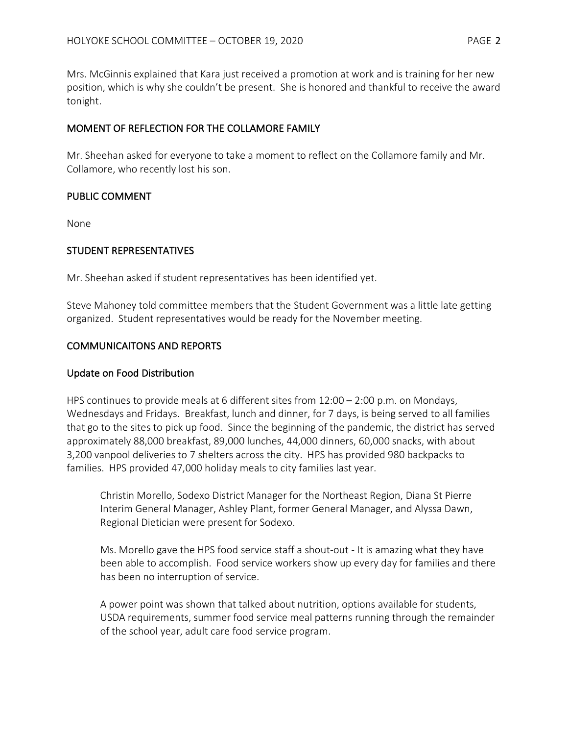Mrs. McGinnis explained that Kara just received a promotion at work and is training for her new position, which is why she couldn't be present. She is honored and thankful to receive the award tonight.

## MOMENT OF REFLECTION FOR THE COLLAMORE FAMILY

Mr. Sheehan asked for everyone to take a moment to reflect on the Collamore family and Mr. Collamore, who recently lost his son.

## PUBLIC COMMENT

None

## STUDENT REPRESENTATIVES

Mr. Sheehan asked if student representatives has been identified yet.

Steve Mahoney told committee members that the Student Government was a little late getting organized. Student representatives would be ready for the November meeting.

## COMMUNICAITONS AND REPORTS

### Update on Food Distribution

HPS continues to provide meals at 6 different sites from 12:00 – 2:00 p.m. on Mondays, Wednesdays and Fridays. Breakfast, lunch and dinner, for 7 days, is being served to all families that go to the sites to pick up food. Since the beginning of the pandemic, the district has served approximately 88,000 breakfast, 89,000 lunches, 44,000 dinners, 60,000 snacks, with about 3,200 vanpool deliveries to 7 shelters across the city. HPS has provided 980 backpacks to families. HPS provided 47,000 holiday meals to city families last year.

> Christin Morello, Sodexo District Manager for the Northeast Region, Diana St Pierre Interim General Manager, Ashley Plant, former General Manager, and Alyssa Dawn, Regional Dietician were present for Sodexo.
>
> Ms. Morello gave the HPS food service staff a shout-out - It is amazing what they have been able to accomplish. Food service workers show up every day for families and there has been no interruption of service.
>
> A power point was shown that talked about nutrition, options available for students, USDA requirements, summer food service meal patterns running through the remainder of the school year, adult care food service program.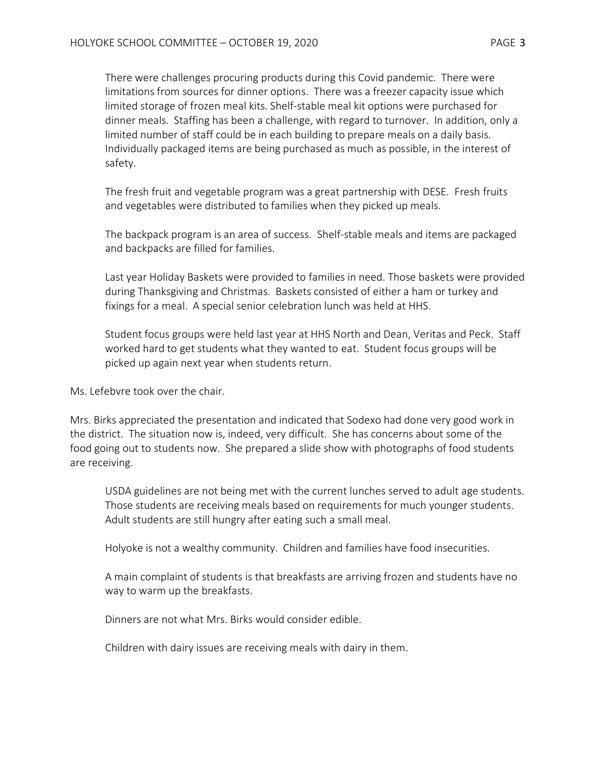There were challenges procuring products during this Covid pandemic. There were limitations from sources for dinner options. There was a freezer capacity issue which limited storage of frozen meal kits. Shelf-stable meal kit options were purchased for dinner meals. Staffing has been a challenge, with regard to turnover. In addition, only a limited number of staff could be in each building to prepare meals on a daily basis. Individually packaged items are being purchased as much as possible, in the interest of safety.

The fresh fruit and vegetable program was a great partnership with DESE. Fresh fruits and vegetables were distributed to families when they picked up meals.

The backpack program is an area of success. Shelf-stable meals and items are packaged and backpacks are filled for families.

Last year Holiday Baskets were provided to families in need. Those baskets were provided during Thanksgiving and Christmas. Baskets consisted of either a ham or turkey and fixings for a meal. A special senior celebration lunch was held at HHS.

Student focus groups were held last year at HHS North and Dean, Veritas and Peck. Staff worked hard to get students what they wanted to eat. Student focus groups will be picked up again next year when students return.

Ms. Lefebvre took over the chair.

Mrs. Birks appreciated the presentation and indicated that Sodexo had done very good work in the district. The situation now is, indeed, very difficult. She has concerns about some of the food going out to students now. She prepared a slide show with photographs of food students are receiving.

USDA guidelines are not being met with the current lunches served to adult age students. Those students are receiving meals based on requirements for much younger students. Adult students are still hungry after eating such a small meal.

Holyoke is not a wealthy community. Children and families have food insecurities.

A main complaint of students is that breakfasts are arriving frozen and students have no way to warm up the breakfasts.

Dinners are not what Mrs. Birks would consider edible.

Children with dairy issues are receiving meals with dairy in them.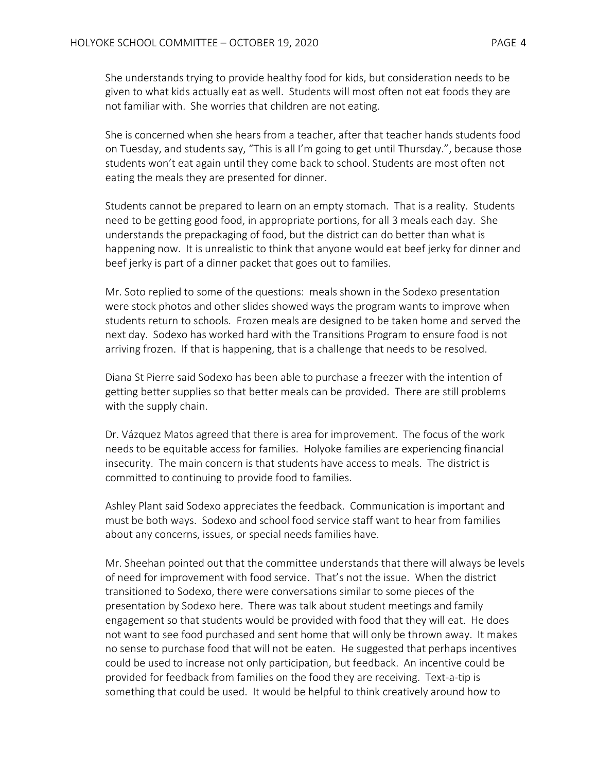She understands trying to provide healthy food for kids, but consideration needs to be given to what kids actually eat as well. Students will most often not eat foods they are not familiar with. She worries that children are not eating.

She is concerned when she hears from a teacher, after that teacher hands students food on Tuesday, and students say, "This is all I'm going to get until Thursday.", because those students won't eat again until they come back to school. Students are most often not eating the meals they are presented for dinner.

Students cannot be prepared to learn on an empty stomach. That is a reality. Students need to be getting good food, in appropriate portions, for all 3 meals each day. She understands the prepackaging of food, but the district can do better than what is happening now. It is unrealistic to think that anyone would eat beef jerky for dinner and beef jerky is part of a dinner packet that goes out to families.

Mr. Soto replied to some of the questions: meals shown in the Sodexo presentation were stock photos and other slides showed ways the program wants to improve when students return to schools. Frozen meals are designed to be taken home and served the next day. Sodexo has worked hard with the Transitions Program to ensure food is not arriving frozen. If that is happening, that is a challenge that needs to be resolved.

Diana St Pierre said Sodexo has been able to purchase a freezer with the intention of getting better supplies so that better meals can be provided. There are still problems with the supply chain.

Dr. Vázquez Matos agreed that there is area for improvement. The focus of the work needs to be equitable access for families. Holyoke families are experiencing financial insecurity. The main concern is that students have access to meals. The district is committed to continuing to provide food to families.

Ashley Plant said Sodexo appreciates the feedback. Communication is important and must be both ways. Sodexo and school food service staff want to hear from families about any concerns, issues, or special needs families have.

Mr. Sheehan pointed out that the committee understands that there will always be levels of need for improvement with food service. That's not the issue. When the district transitioned to Sodexo, there were conversations similar to some pieces of the presentation by Sodexo here. There was talk about student meetings and family engagement so that students would be provided with food that they will eat. He does not want to see food purchased and sent home that will only be thrown away. It makes no sense to purchase food that will not be eaten. He suggested that perhaps incentives could be used to increase not only participation, but feedback. An incentive could be provided for feedback from families on the food they are receiving. Text-a-tip is something that could be used. It would be helpful to think creatively around how to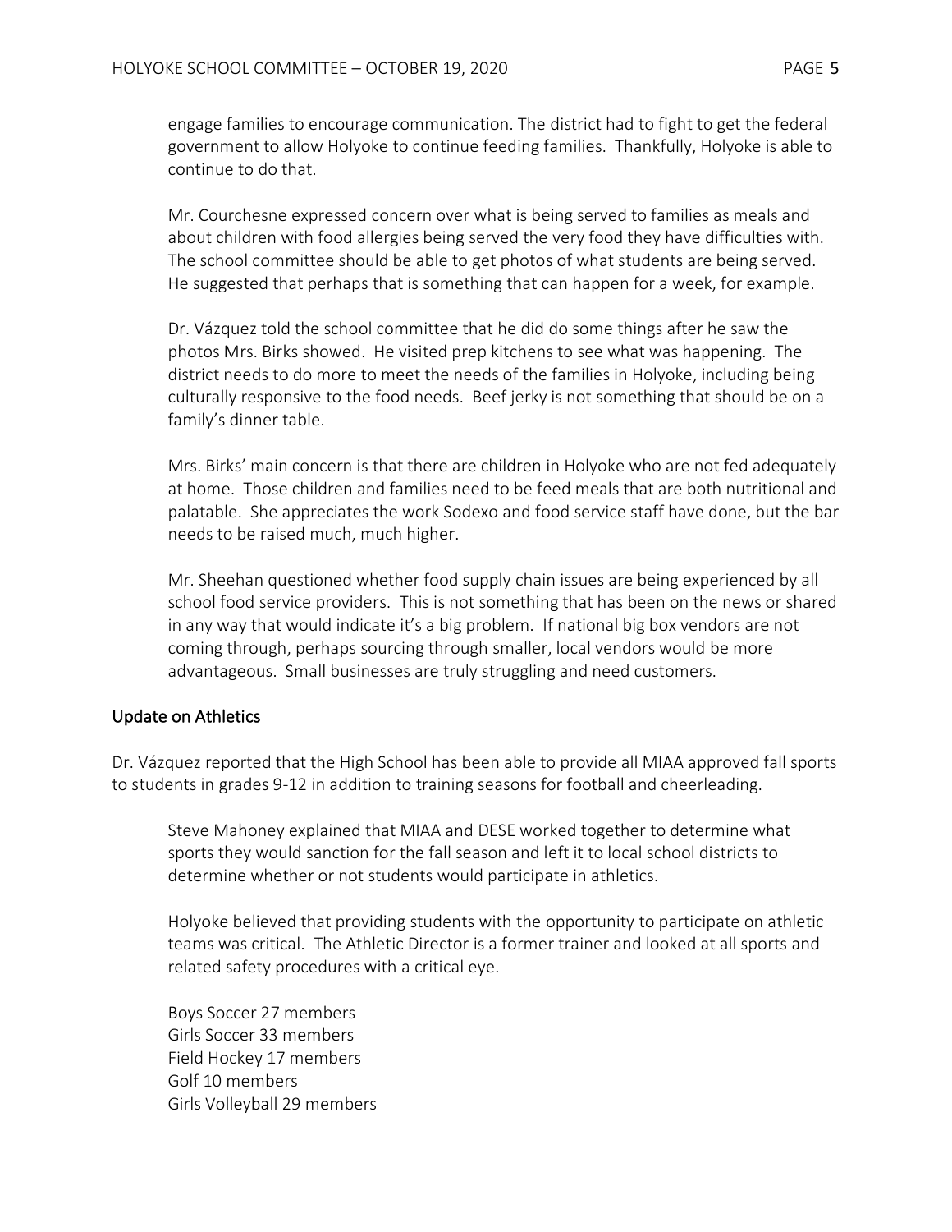engage families to encourage communication. The district had to fight to get the federal government to allow Holyoke to continue feeding families. Thankfully, Holyoke is able to continue to do that.

Mr. Courchesne expressed concern over what is being served to families as meals and about children with food allergies being served the very food they have difficulties with. The school committee should be able to get photos of what students are being served. He suggested that perhaps that is something that can happen for a week, for example.

Dr. Vázquez told the school committee that he did do some things after he saw the photos Mrs. Birks showed. He visited prep kitchens to see what was happening. The district needs to do more to meet the needs of the families in Holyoke, including being culturally responsive to the food needs. Beef jerky is not something that should be on a family's dinner table.

Mrs. Birks' main concern is that there are children in Holyoke who are not fed adequately at home. Those children and families need to be feed meals that are both nutritional and palatable. She appreciates the work Sodexo and food service staff have done, but the bar needs to be raised much, much higher.

Mr. Sheehan questioned whether food supply chain issues are being experienced by all school food service providers. This is not something that has been on the news or shared in any way that would indicate it's a big problem. If national big box vendors are not coming through, perhaps sourcing through smaller, local vendors would be more advantageous. Small businesses are truly struggling and need customers.

## Update on Athletics

Dr. Vázquez reported that the High School has been able to provide all MIAA approved fall sports to students in grades 9-12 in addition to training seasons for football and cheerleading.

Steve Mahoney explained that MIAA and DESE worked together to determine what sports they would sanction for the fall season and left it to local school districts to determine whether or not students would participate in athletics.

Holyoke believed that providing students with the opportunity to participate on athletic teams was critical. The Athletic Director is a former trainer and looked at all sports and related safety procedures with a critical eye.

Boys Soccer 27 members
Girls Soccer 33 members
Field Hockey 17 members
Golf 10 members
Girls Volleyball 29 members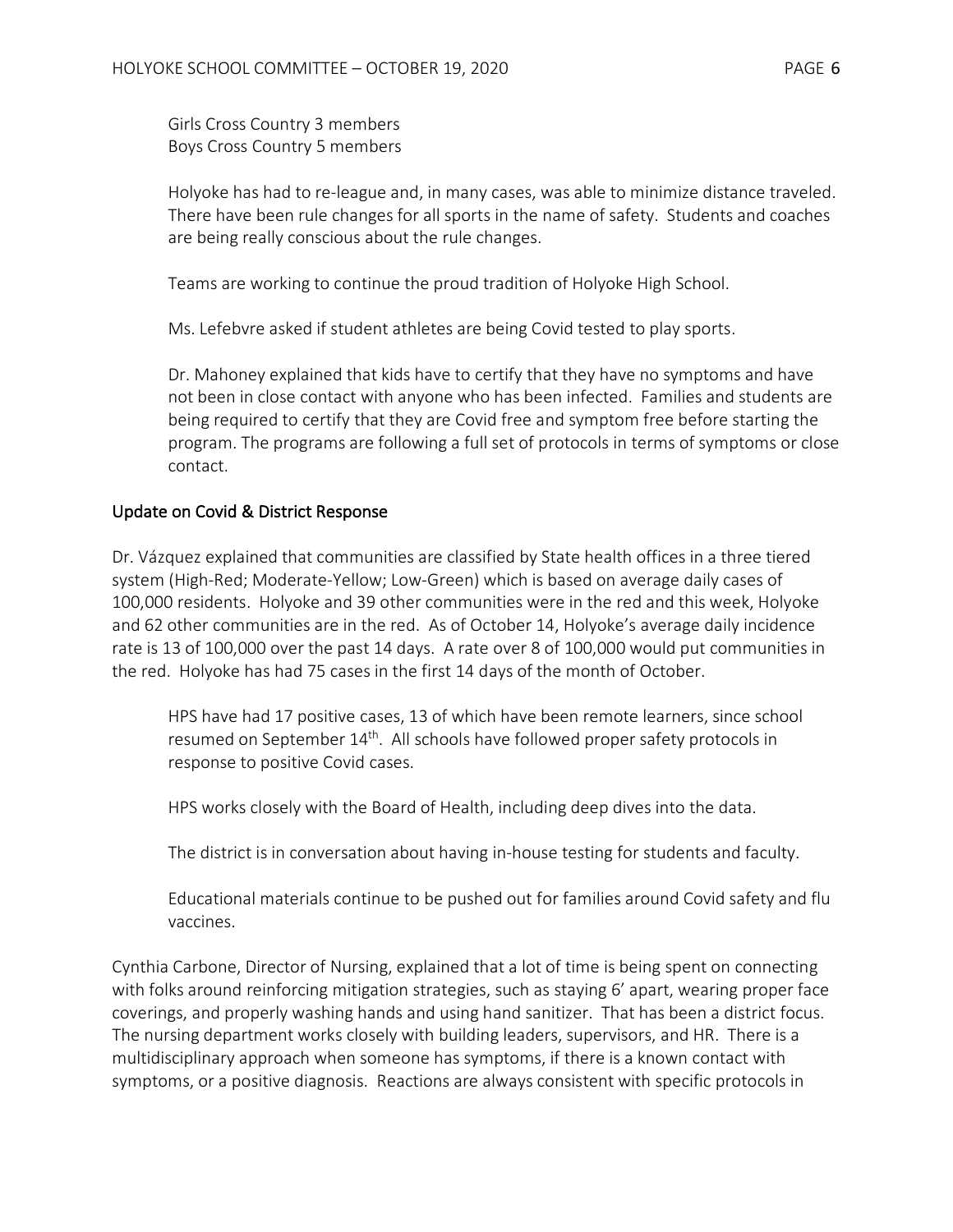Girls Cross Country 3 members
Boys Cross Country 5 members

Holyoke has had to re-league and, in many cases, was able to minimize distance traveled. There have been rule changes for all sports in the name of safety. Students and coaches are being really conscious about the rule changes.

Teams are working to continue the proud tradition of Holyoke High School.

Ms. Lefebvre asked if student athletes are being Covid tested to play sports.

Dr. Mahoney explained that kids have to certify that they have no symptoms and have not been in close contact with anyone who has been infected. Families and students are being required to certify that they are Covid free and symptom free before starting the program. The programs are following a full set of protocols in terms of symptoms or close contact.

## Update on Covid & District Response

Dr. Vázquez explained that communities are classified by State health offices in a three tiered system (High-Red; Moderate-Yellow; Low-Green) which is based on average daily cases of 100,000 residents. Holyoke and 39 other communities were in the red and this week, Holyoke and 62 other communities are in the red. As of October 14, Holyoke's average daily incidence rate is 13 of 100,000 over the past 14 days. A rate over 8 of 100,000 would put communities in the red. Holyoke has had 75 cases in the first 14 days of the month of October.

HPS have had 17 positive cases, 13 of which have been remote learners, since school resumed on September 14th. All schools have followed proper safety protocols in response to positive Covid cases.

HPS works closely with the Board of Health, including deep dives into the data.

The district is in conversation about having in-house testing for students and faculty.

Educational materials continue to be pushed out for families around Covid safety and flu vaccines.

Cynthia Carbone, Director of Nursing, explained that a lot of time is being spent on connecting with folks around reinforcing mitigation strategies, such as staying 6' apart, wearing proper face coverings, and properly washing hands and using hand sanitizer. That has been a district focus. The nursing department works closely with building leaders, supervisors, and HR. There is a multidisciplinary approach when someone has symptoms, if there is a known contact with symptoms, or a positive diagnosis. Reactions are always consistent with specific protocols in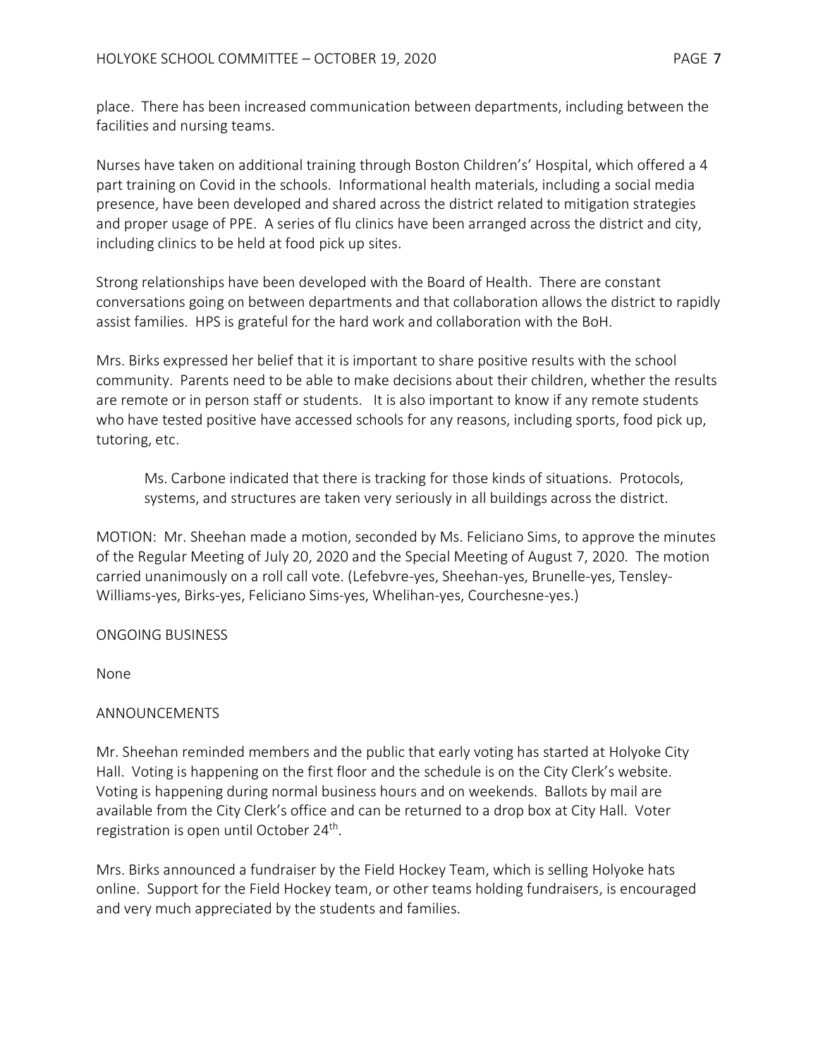place. There has been increased communication between departments, including between the facilities and nursing teams.

Nurses have taken on additional training through Boston Children's' Hospital, which offered a 4 part training on Covid in the schools. Informational health materials, including a social media presence, have been developed and shared across the district related to mitigation strategies and proper usage of PPE. A series of flu clinics have been arranged across the district and city, including clinics to be held at food pick up sites.

Strong relationships have been developed with the Board of Health. There are constant conversations going on between departments and that collaboration allows the district to rapidly assist families. HPS is grateful for the hard work and collaboration with the BoH.

Mrs. Birks expressed her belief that it is important to share positive results with the school community. Parents need to be able to make decisions about their children, whether the results are remote or in person staff or students. It is also important to know if any remote students who have tested positive have accessed schools for any reasons, including sports, food pick up, tutoring, etc.

> Ms. Carbone indicated that there is tracking for those kinds of situations. Protocols, systems, and structures are taken very seriously in all buildings across the district.

MOTION: Mr. Sheehan made a motion, seconded by Ms. Feliciano Sims, to approve the minutes of the Regular Meeting of July 20, 2020 and the Special Meeting of August 7, 2020. The motion carried unanimously on a roll call vote. (Lefebvre-yes, Sheehan-yes, Brunelle-yes, Tensley-Williams-yes, Birks-yes, Feliciano Sims-yes, Whelihan-yes, Courchesne-yes.)

ONGOING BUSINESS

None

ANNOUNCEMENTS

Mr. Sheehan reminded members and the public that early voting has started at Holyoke City Hall. Voting is happening on the first floor and the schedule is on the City Clerk's website. Voting is happening during normal business hours and on weekends. Ballots by mail are available from the City Clerk's office and can be returned to a drop box at City Hall. Voter registration is open until October 24th.

Mrs. Birks announced a fundraiser by the Field Hockey Team, which is selling Holyoke hats online. Support for the Field Hockey team, or other teams holding fundraisers, is encouraged and very much appreciated by the students and families.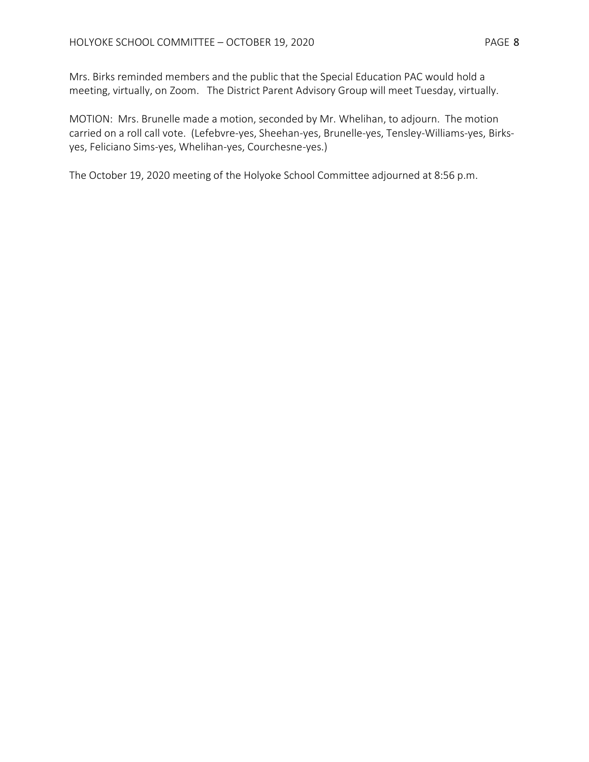Mrs. Birks reminded members and the public that the Special Education PAC would hold a meeting, virtually, on Zoom. The District Parent Advisory Group will meet Tuesday, virtually.

MOTION: Mrs. Brunelle made a motion, seconded by Mr. Whelihan, to adjourn. The motion carried on a roll call vote. (Lefebvre-yes, Sheehan-yes, Brunelle-yes, Tensley-Williams-yes, Birks-yes, Feliciano Sims-yes, Whelihan-yes, Courchesne-yes.)

The October 19, 2020 meeting of the Holyoke School Committee adjourned at 8:56 p.m.